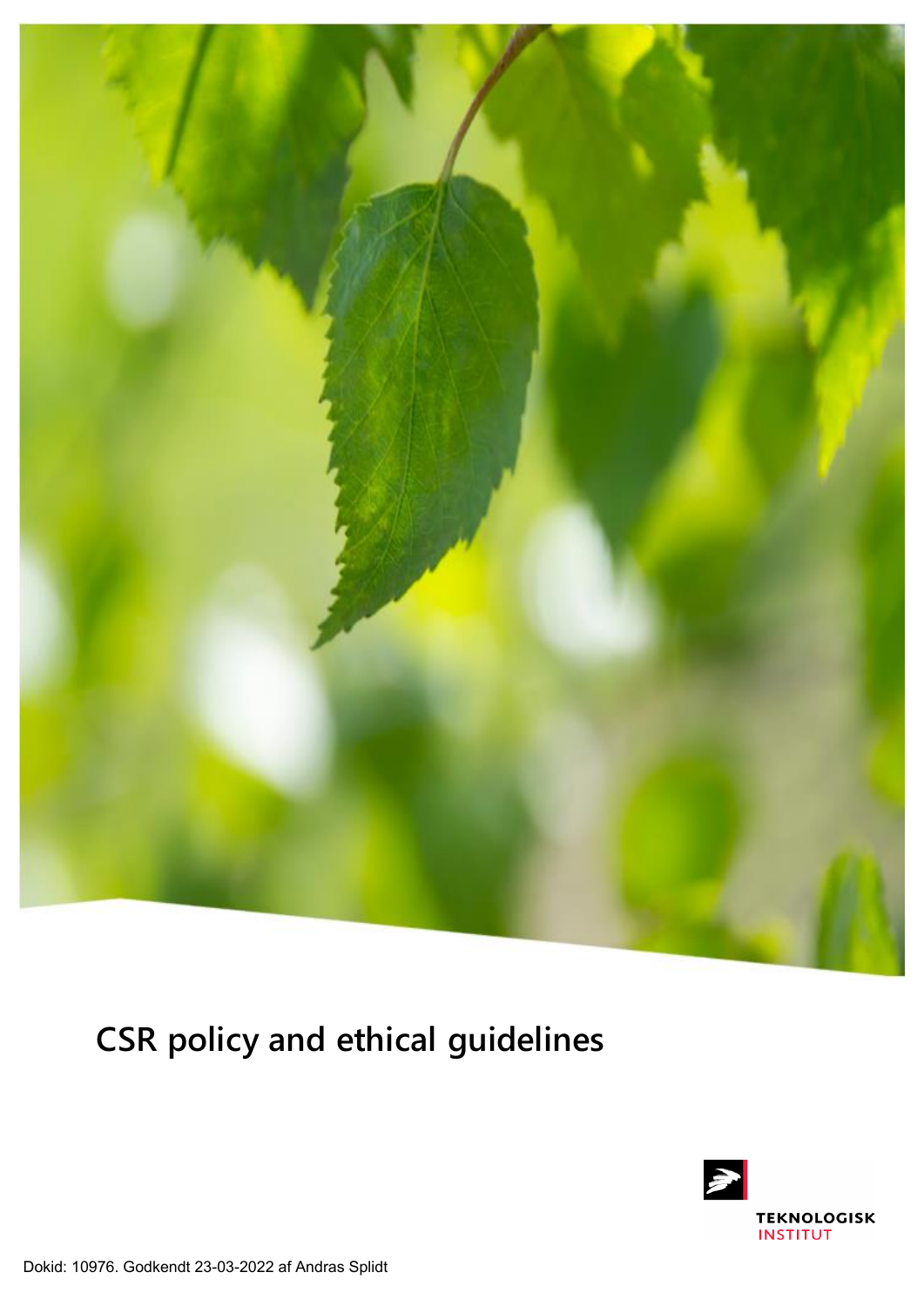# CSR policy and ethical guidelines

TEKNOLOGISK INSTITUT

Dokid: 10976. Godkendt 23-03-2022 af Andras Splidt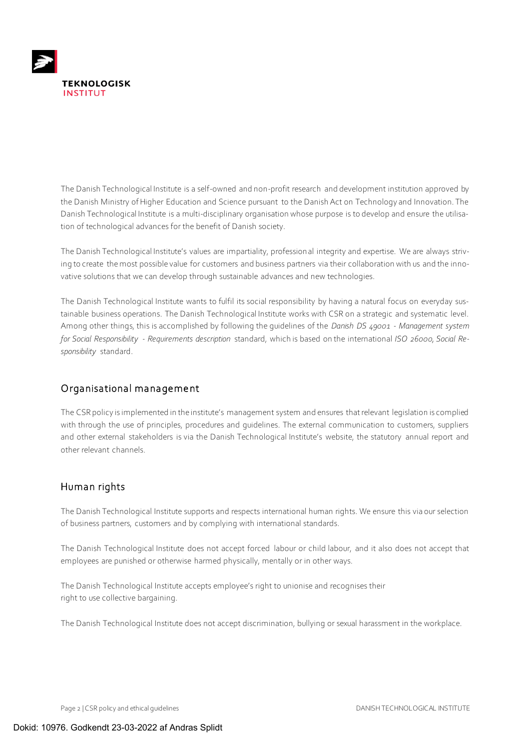The Danish Technological Institute is a self-owned and non-profit research and development institution approved by the Danish Ministry of Higher Education and Science pursuant to the Danish Act on Technology and Innovation. The Danish Technological Institute is a multi-disciplinary organisation whose purpose is to develop and ensure the utilisation of technological advances for the benefit of Danish society.

The Danish Technological Institute's values are impartiality, professional integrity and expertise. We are always striving to create the most possible value for customers and business partners via their collaboration with us and the innovative solutions that we can develop through sustainable advances and new technologies.

The Danish Technological Institute wants to fulfil its social responsibility by having a natural focus on everyday sustainable business operations. The Danish Technological Institute works with CSR on a strategic and systematic level. Among other things, this is accomplished by following the guidelines of the *Danish DS 49001 - Management system for Social Responsibility - Requirements description* standard, which is based on the international *ISO 26000, Social Responsibility* standard.

## Organisational management

The CSR policy is implemented in the institute's management system and ensures that relevant legislation is complied with through the use of principles, procedures and guidelines. The external communication to customers, suppliers and other external stakeholders is via the Danish Technological Institute's website, the statutory annual report and other relevant channels.

## Human rights

The Danish Technological Institute supports and respects international human rights. We ensure this via our selection of business partners, customers and by complying with international standards.

The Danish Technological Institute does not accept forced labour or child labour, and it also does not accept that employees are punished or otherwise harmed physically, mentally or in other ways.

The Danish Technological Institute accepts employee's right to unionise and recognises their right to use collective bargaining.

The Danish Technological Institute does not accept discrimination, bullying or sexual harassment in the workplace.

Dokid: 10976. Godkendt 23-03-2022 af Andras Splidt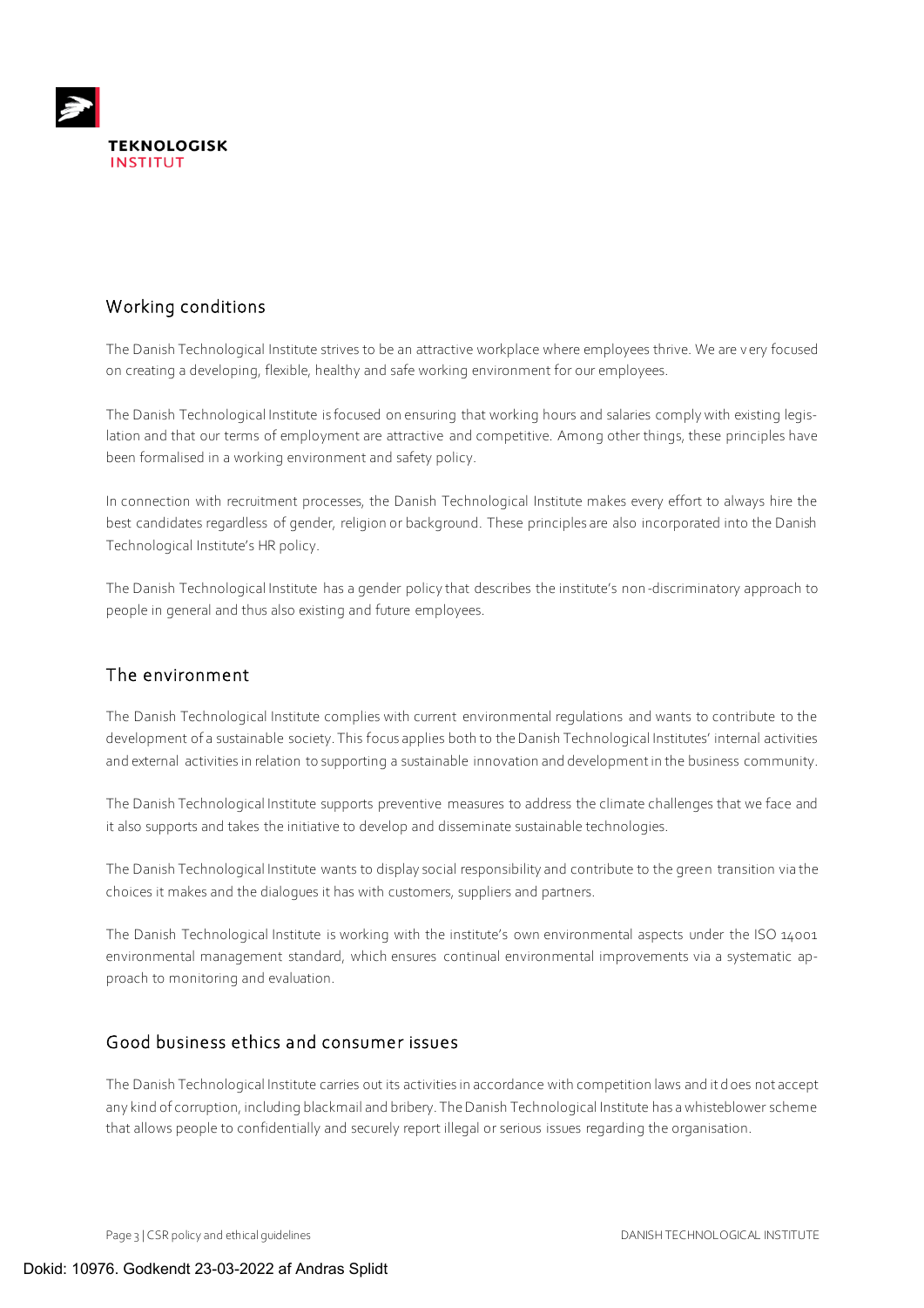## Working conditions

The Danish Technological Institute strives to be an attractive workplace where employees thrive. We are very focused on creating a developing, flexible, healthy and safe working environment for our employees.

The Danish Technological Institute is focused on ensuring that working hours and salaries comply with existing legislation and that our terms of employment are attractive and competitive. Among other things, these principles have been formalised in a working environment and safety policy.

In connection with recruitment processes, the Danish Technological Institute makes every effort to always hire the best candidates regardless of gender, religion or background. These principles are also incorporated into the Danish Technological Institute's HR policy.

The Danish Technological Institute has a gender policy that describes the institute's non-discriminatory approach to people in general and thus also existing and future employees.

## The environment

The Danish Technological Institute complies with current environmental regulations and wants to contribute to the development of a sustainable society. This focus applies both to the Danish Technological Institutes' internal activities and external activities in relation to supporting a sustainable innovation and development in the business community.

The Danish Technological Institute supports preventive measures to address the climate challenges that we face and it also supports and takes the initiative to develop and disseminate sustainable technologies.

The Danish Technological Institute wants to display social responsibility and contribute to the green transition via the choices it makes and the dialogues it has with customers, suppliers and partners.

The Danish Technological Institute is working with the institute's own environmental aspects under the ISO 14001 environmental management standard, which ensures continual environmental improvements via a systematic approach to monitoring and evaluation.

## Good business ethics and consumer issues

The Danish Technological Institute carries out its activities in accordance with competition laws and it does not accept any kind of corruption, including blackmail and bribery. The Danish Technological Institute has a whisteblower scheme that allows people to confidentially and securely report illegal or serious issues regarding the organisation.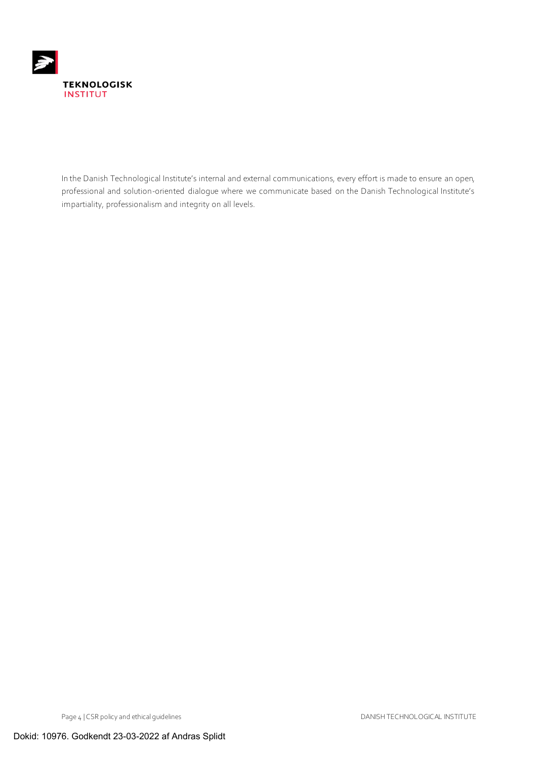In the Danish Technological Institute's internal and external communications, every effort is made to ensure an open, professional and solution-oriented dialogue where we communicate based on the Danish Technological Institute's impartiality, professionalism and integrity on all levels.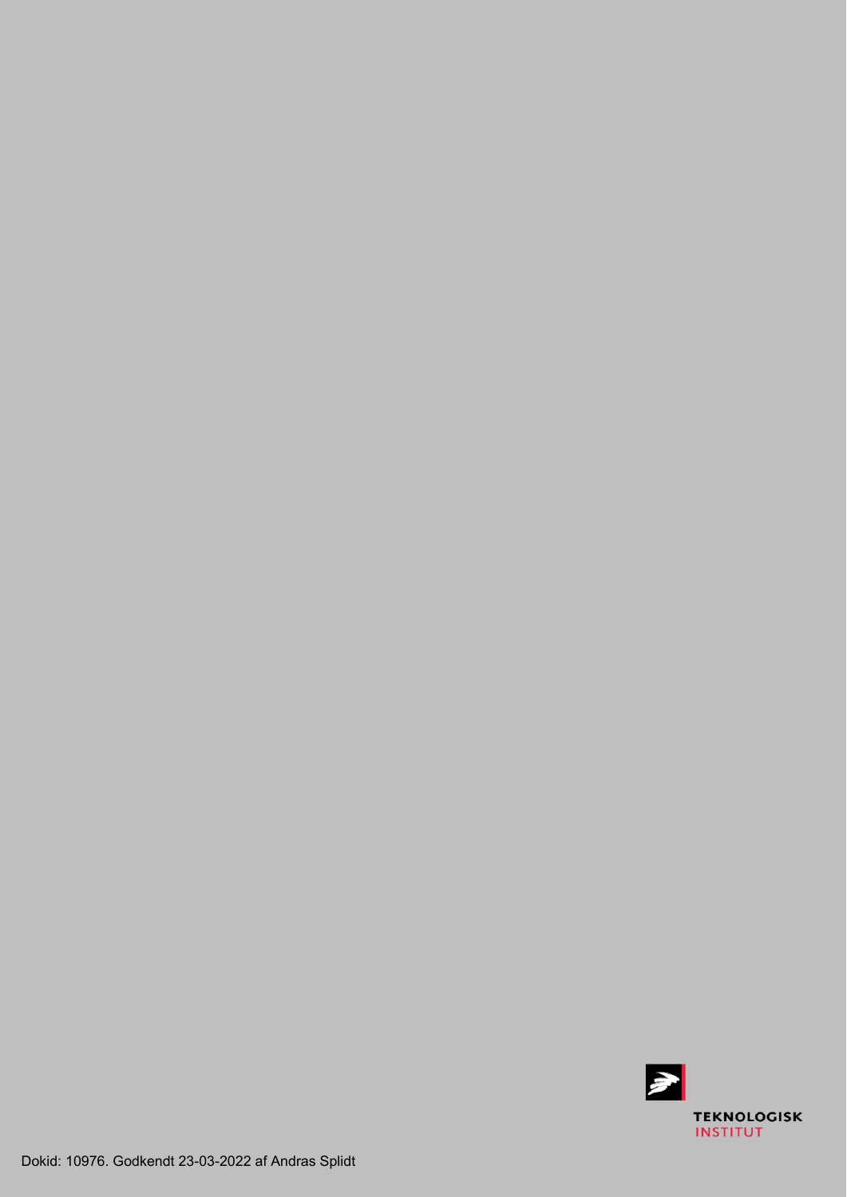TEKNOLOGISK
INSTITUT

Dokid: 10976. Godkendt 23-03-2022 af Andras Splidt